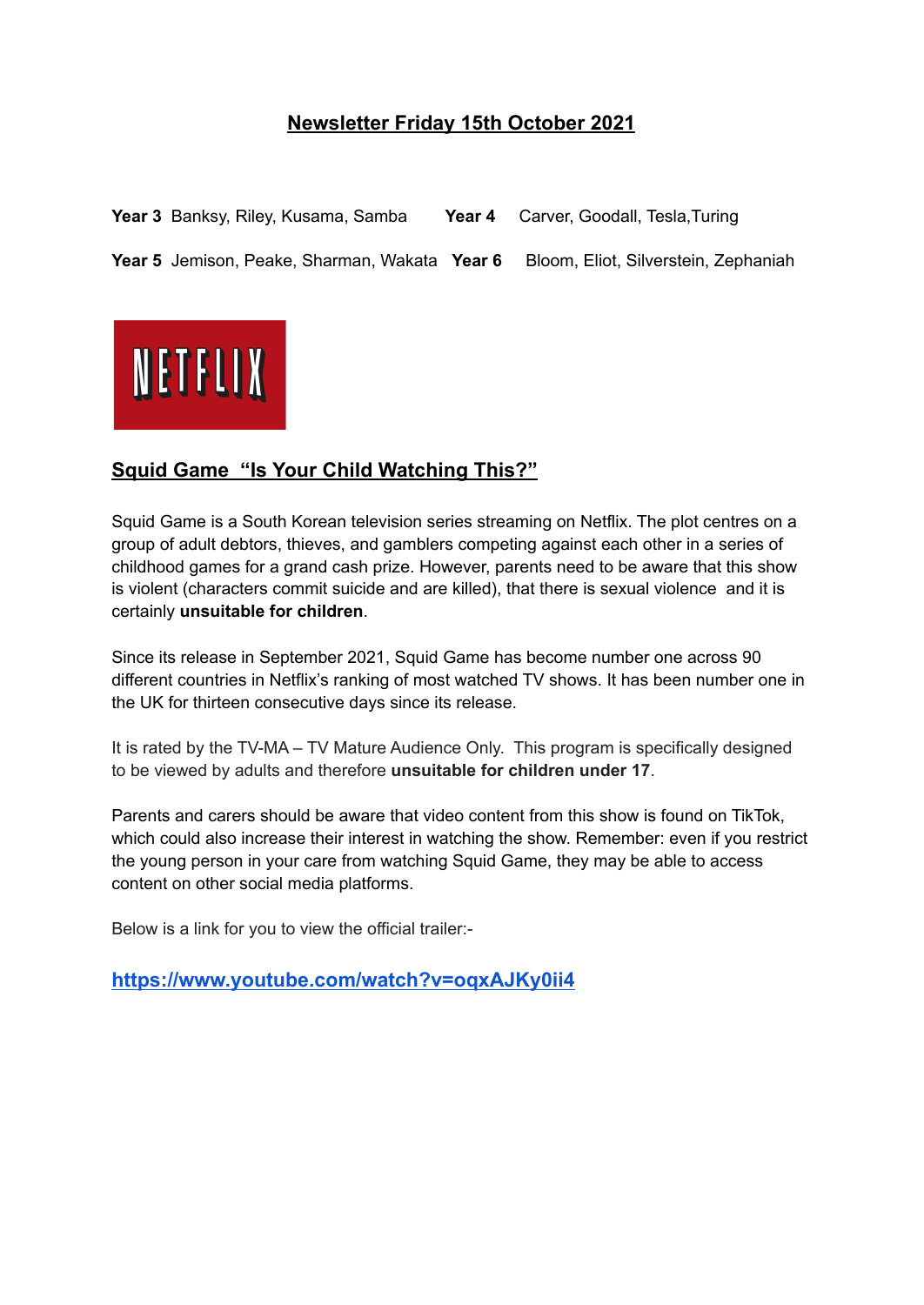# Newsletter Friday 15th October 2021

**Year 3** Banksy, Riley, Kusama, Samba **Year 4** Carver, Goodall, Tesla,Turing

**Year 5** Jemison, Peake, Sharman, Wakata **Year 6** Bloom, Eliot, Silverstein, Zephaniah

NETFLIX

## Squid Game “Is Your Child Watching This?”

Squid Game is a South Korean television series streaming on Netflix. The plot centres on a group of adult debtors, thieves, and gamblers competing against each other in a series of childhood games for a grand cash prize. However, parents need to be aware that this show is violent (characters commit suicide and are killed), that there is sexual violence and it is certainly **unsuitable for children**.

Since its release in September 2021, Squid Game has become number one across 90 different countries in Netflix’s ranking of most watched TV shows. It has been number one in the UK for thirteen consecutive days since its release.

It is rated by the TV-MA – TV Mature Audience Only. This program is specifically designed to be viewed by adults and therefore **unsuitable for children under 17**.

Parents and carers should be aware that video content from this show is found on TikTok, which could also increase their interest in watching the show. Remember: even if you restrict the young person in your care from watching Squid Game, they may be able to access content on other social media platforms.

Below is a link for you to view the official trailer:-

**https://www.youtube.com/watch?v=oqxAJKy0ii4**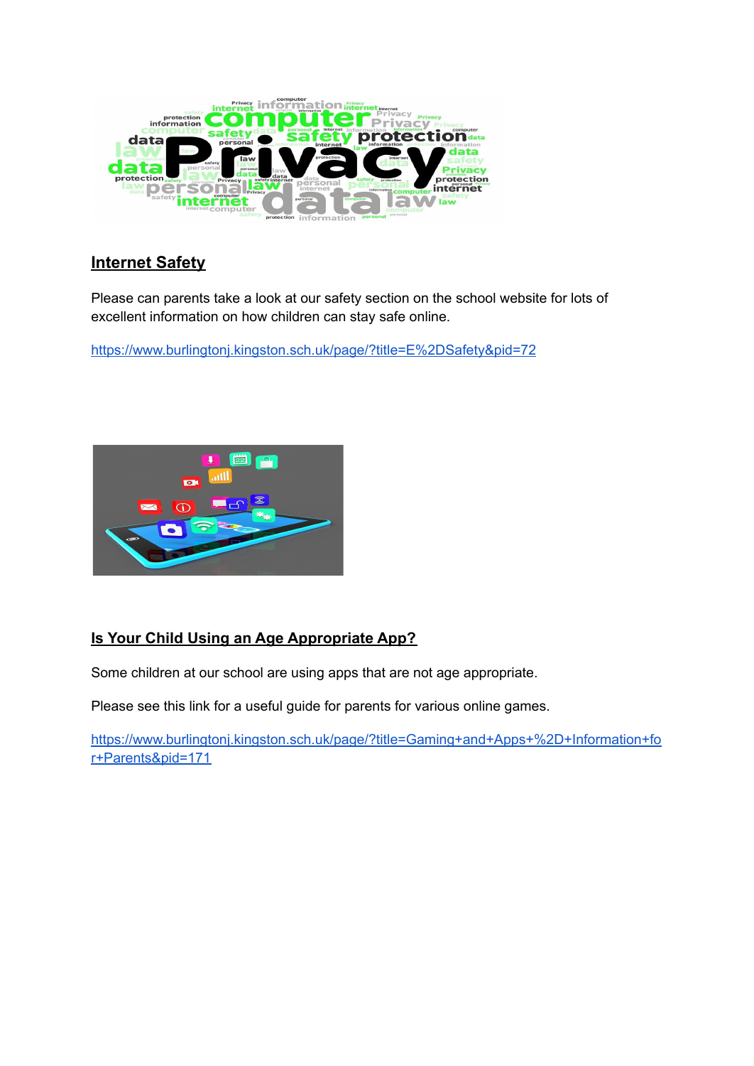## Internet Safety

Please can parents take a look at our safety section on the school website for lots of excellent information on how children can stay safe online.

https://www.burlingtonj.kingston.sch.uk/page/?title=E%2DSafety&pid=72

## Is Your Child Using an Age Appropriate App?

Some children at our school are using apps that are not age appropriate.

Please see this link for a useful guide for parents for various online games.

https://www.burlingtonj.kingston.sch.uk/page/?title=Gaming+and+Apps+%2D+Information+for+Parents&pid=171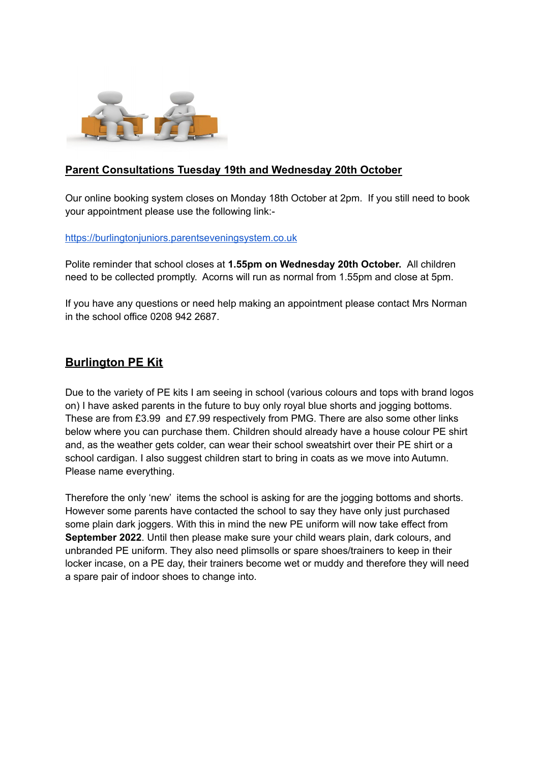## Parent Consultations Tuesday 19th and Wednesday 20th October

Our online booking system closes on Monday 18th October at 2pm. If you still need to book your appointment please use the following link:-

https://burlingtonjuniors.parentseveningsystem.co.uk

Polite reminder that school closes at **1.55pm on Wednesday 20th October.** All children need to be collected promptly. Acorns will run as normal from 1.55pm and close at 5pm.

If you have any questions or need help making an appointment please contact Mrs Norman in the school office 0208 942 2687.

## Burlington PE Kit

Due to the variety of PE kits I am seeing in school (various colours and tops with brand logos on) I have asked parents in the future to buy only royal blue shorts and jogging bottoms. These are from £3.99 and £7.99 respectively from PMG. There are also some other links below where you can purchase them. Children should already have a house colour PE shirt and, as the weather gets colder, can wear their school sweatshirt over their PE shirt or a school cardigan. I also suggest children start to bring in coats as we move into Autumn. Please name everything.

Therefore the only 'new' items the school is asking for are the jogging bottoms and shorts. However some parents have contacted the school to say they have only just purchased some plain dark joggers. With this in mind the new PE uniform will now take effect from **September 2022**. Until then please make sure your child wears plain, dark colours, and unbranded PE uniform. They also need plimsolls or spare shoes/trainers to keep in their locker incase, on a PE day, their trainers become wet or muddy and therefore they will need a spare pair of indoor shoes to change into.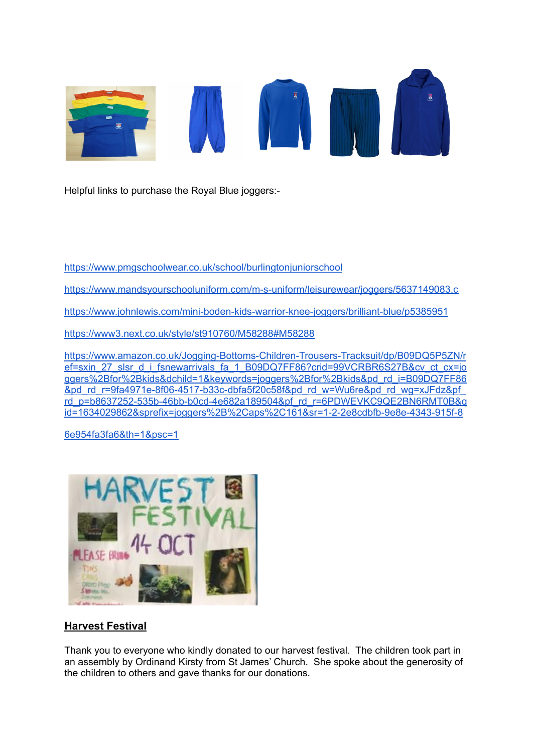Helpful links to purchase the Royal Blue joggers:-

https://www.pmgschoolwear.co.uk/school/burlingtonjuniorschool

https://www.mandsyourschooluniform.com/m-s-uniform/leisurewear/joggers/5637149083.c

https://www.johnlewis.com/mini-boden-kids-warrior-knee-joggers/brilliant-blue/p5385951

https://www3.next.co.uk/style/st910760/M58288#M58288

https://www.amazon.co.uk/Jogging-Bottoms-Children-Trousers-Tracksuit/dp/B09DQ5P5ZN/ref=sxin_27_slsr_d_i_fsnewarrivals_fa_1_B09DQ7FF86?crid=99VCRBR6S27B&cv_ct_cx=joggers%2Bfor%2Bkids&dchild=1&keywords=joggers%2Bfor%2Bkids&pd_rd_i=B09DQ7FF86&pd_rd_r=9fa4971e-8f06-4517-b33c-dbfa5f20c58f&pd_rd_w=Wu6re&pd_rd_wg=xJFdz&pf_rd_p=b8637252-535b-46bb-b0cd-4e682a189504&pf_rd_r=6PDWEVKC9QE2BN6RMT0B&qid=1634029862&sprefix=joggers%2B%2Caps%2C161&sr=1-2-2e8cdbfb-9e8e-4343-915f-8

6e954fa3fa6&th=1&psc=1

## Harvest Festival

Thank you to everyone who kindly donated to our harvest festival. The children took part in an assembly by Ordinand Kirsty from St James' Church. She spoke about the generosity of the children to others and gave thanks for our donations.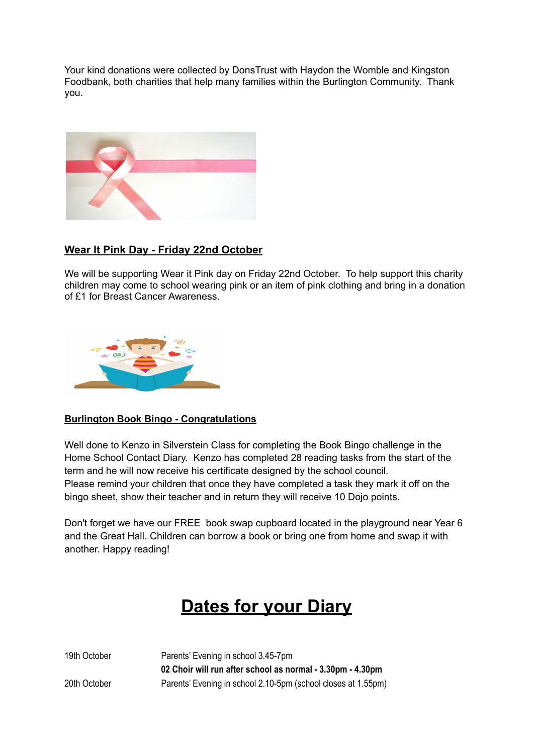Your kind donations were collected by DonsTrust with Haydon the Womble and Kingston Foodbank, both charities that help many families within the Burlington Community. Thank you.

**Wear It Pink Day - Friday 22nd October**

We will be supporting Wear it Pink day on Friday 22nd October. To help support this charity children may come to school wearing pink or an item of pink clothing and bring in a donation of £1 for Breast Cancer Awareness.

**Burlington Book Bingo - Congratulations**

Well done to Kenzo in Silverstein Class for completing the Book Bingo challenge in the Home School Contact Diary. Kenzo has completed 28 reading tasks from the start of the term and he will now receive his certificate designed by the school council.
Please remind your children that once they have completed a task they mark it off on the bingo sheet, show their teacher and in return they will receive 10 Dojo points.

Don't forget we have our FREE book swap cupboard located in the playground near Year 6 and the Great Hall. Children can borrow a book or bring one from home and swap it with another. Happy reading!

# Dates for your Diary

| | |
|---|---|
| 19th October | Parents' Evening in school 3.45-7pm |
| | **02 Choir will run after school as normal - 3.30pm - 4.30pm** |
| 20th October | Parents' Evening in school 2.10-5pm (school closes at 1.55pm) |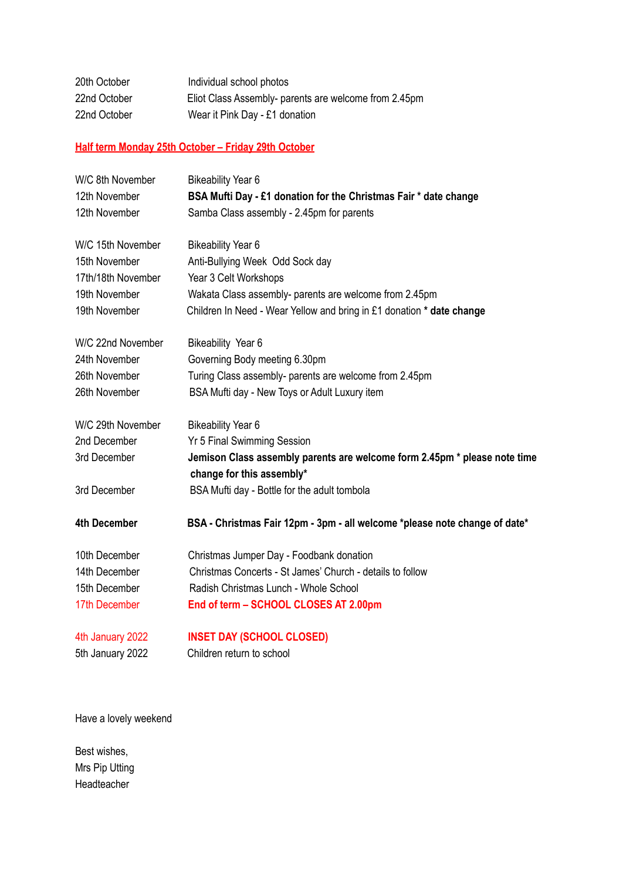| | |
|---|---|
| 20th October | Individual school photos |
| 22nd October | Eliot Class Assembly- parents are welcome from 2.45pm |
| 22nd October | Wear it Pink Day - £1 donation |

**Half term Monday 25th October – Friday 29th October**

| | |
|---|---|
| W/C 8th November | Bikeability Year 6 |
| 12th November | **BSA Mufti Day - £1 donation for the Christmas Fair * date change** |
| 12th November | Samba Class assembly - 2.45pm for parents |
| | |
| W/C 15th November | Bikeability Year 6 |
| 15th November | Anti-Bullying Week Odd Sock day |
| 17th/18th November | Year 3 Celt Workshops |
| 19th November | Wakata Class assembly- parents are welcome from 2.45pm |
| 19th November | Children In Need - Wear Yellow and bring in £1 donation **\* date change** |
| | |
| W/C 22nd November | Bikeability Year 6 |
| 24th November | Governing Body meeting 6.30pm |
| 26th November | Turing Class assembly- parents are welcome from 2.45pm |
| 26th November | BSA Mufti day - New Toys or Adult Luxury item |
| | |
| W/C 29th November | Bikeability Year 6 |
| 2nd December | Yr 5 Final Swimming Session |
| 3rd December | **Jemison Class assembly parents are welcome form 2.45pm * please note time change for this assembly*** |
| 3rd December | BSA Mufti day - Bottle for the adult tombola |
| | |
| **4th December** | **BSA - Christmas Fair 12pm - 3pm - all welcome *please note change of date*** |
| | |
| 10th December | Christmas Jumper Day - Foodbank donation |
| 14th December | Christmas Concerts - St James' Church - details to follow |
| 15th December | Radish Christmas Lunch - Whole School |
| 17th December | **End of term – SCHOOL CLOSES AT 2.00pm** |
| | |
| 4th January 2022 | **INSET DAY (SCHOOL CLOSED)** |
| 5th January 2022 | Children return to school |

Have a lovely weekend

Best wishes,
Mrs Pip Utting
Headteacher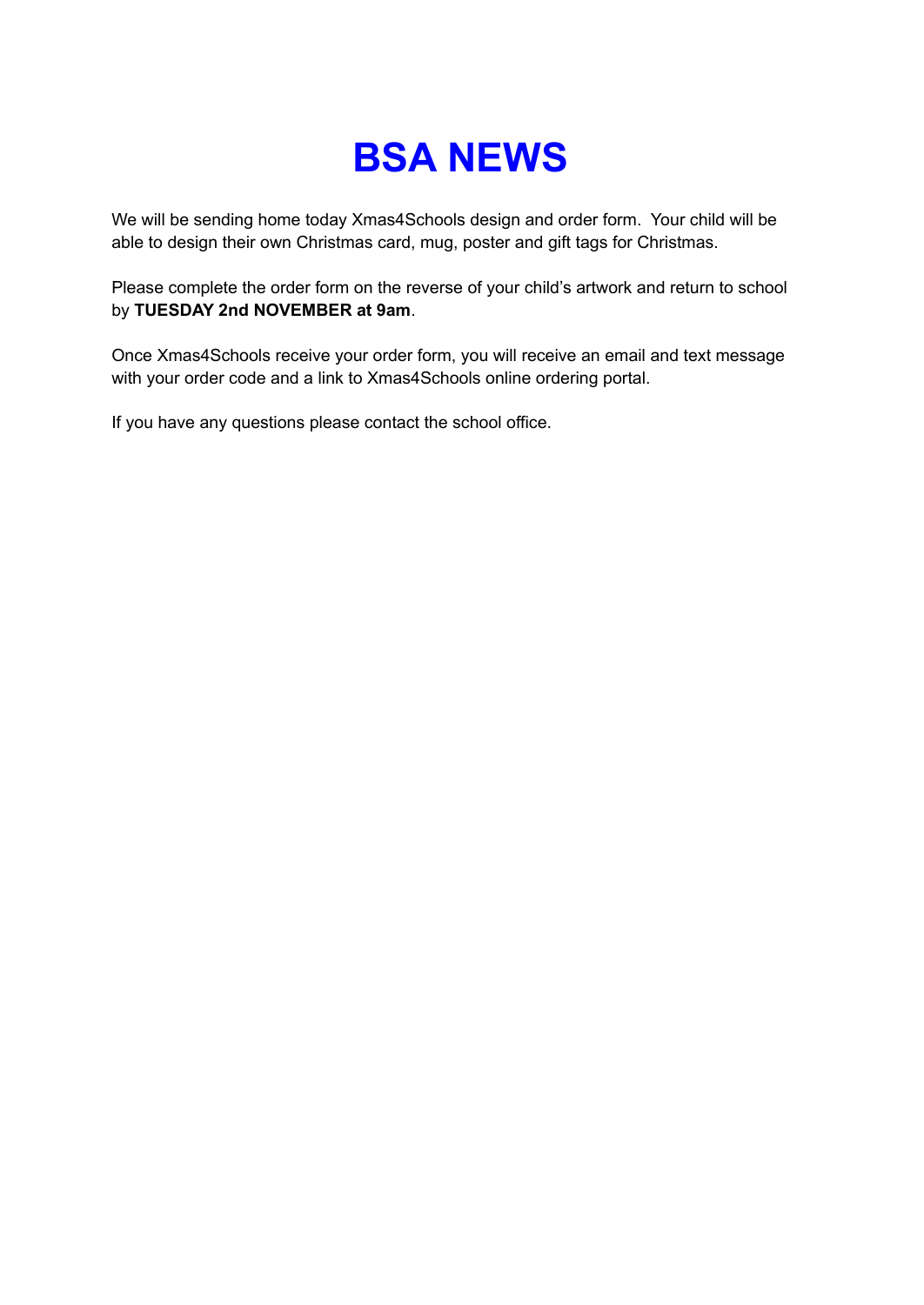# BSA NEWS

We will be sending home today Xmas4Schools design and order form.  Your child will be able to design their own Christmas card, mug, poster and gift tags for Christmas.

Please complete the order form on the reverse of your child's artwork and return to school by **TUESDAY 2nd NOVEMBER at 9am**.

Once Xmas4Schools receive your order form, you will receive an email and text message with your order code and a link to Xmas4Schools online ordering portal.

If you have any questions please contact the school office.